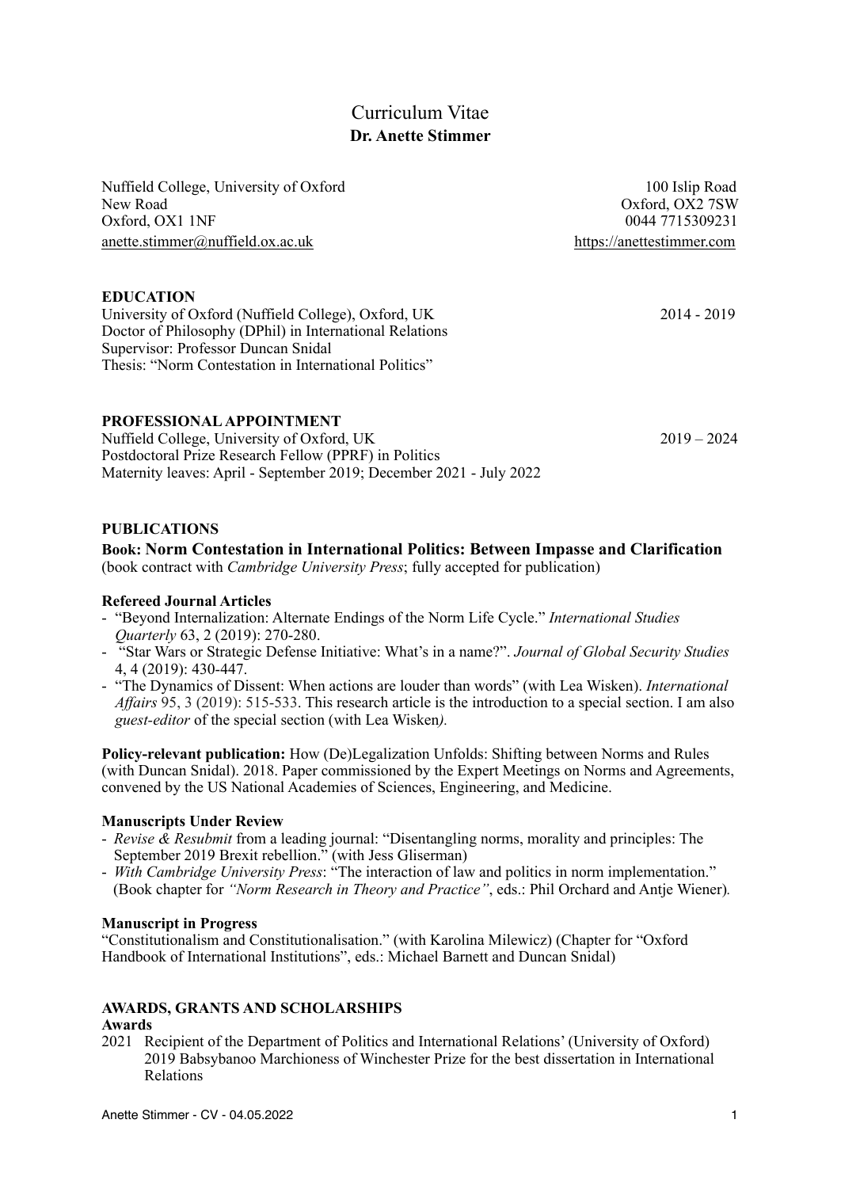# Curriculum Vitae
**Dr. Anette Stimmer**

Nuffield College, University of Oxford
New Road
Oxford, OX1 1NF
anette.stimmer@nuffield.ox.ac.uk

100 Islip Road
Oxford, OX2 7SW
0044 7715309231
https://anettestimmer.com

## EDUCATION

University of Oxford (Nuffield College), Oxford, UK — 2014 - 2019
Doctor of Philosophy (DPhil) in International Relations
Supervisor: Professor Duncan Snidal
Thesis: "Norm Contestation in International Politics"

## PROFESSIONAL APPOINTMENT

Nuffield College, University of Oxford, UK — 2019 – 2024
Postdoctoral Prize Research Fellow (PPRF) in Politics
Maternity leaves: April - September 2019; December 2021 - July 2022

## PUBLICATIONS

**Book: Norm Contestation in International Politics: Between Impasse and Clarification**
(book contract with *Cambridge University Press*; fully accepted for publication)

### Refereed Journal Articles

- "Beyond Internalization: Alternate Endings of the Norm Life Cycle." *International Studies Quarterly* 63, 2 (2019): 270-280.
- "Star Wars or Strategic Defense Initiative: What's in a name?". *Journal of Global Security Studies* 4, 4 (2019): 430-447.
- "The Dynamics of Dissent: When actions are louder than words" (with Lea Wisken). *International Affairs* 95, 3 (2019): 515-533. This research article is the introduction to a special section. I am also *guest-editor* of the special section (with Lea Wisken*).*

**Policy-relevant publication:** How (De)Legalization Unfolds: Shifting between Norms and Rules (with Duncan Snidal). 2018. Paper commissioned by the Expert Meetings on Norms and Agreements, convened by the US National Academies of Sciences, Engineering, and Medicine.

### Manuscripts Under Review

- *Revise & Resubmit* from a leading journal: "Disentangling norms, morality and principles: The September 2019 Brexit rebellion." (with Jess Gliserman)
- *With Cambridge University Press*: "The interaction of law and politics in norm implementation." (Book chapter for *"Norm Research in Theory and Practice"*, eds.: Phil Orchard and Antje Wiener)*.*

### Manuscript in Progress

"Constitutionalism and Constitutionalisation." (with Karolina Milewicz) (Chapter for "Oxford Handbook of International Institutions", eds.: Michael Barnett and Duncan Snidal)

## AWARDS, GRANTS AND SCHOLARSHIPS

### Awards

2021 Recipient of the Department of Politics and International Relations' (University of Oxford) 2019 Babsybanoo Marchioness of Winchester Prize for the best dissertation in International Relations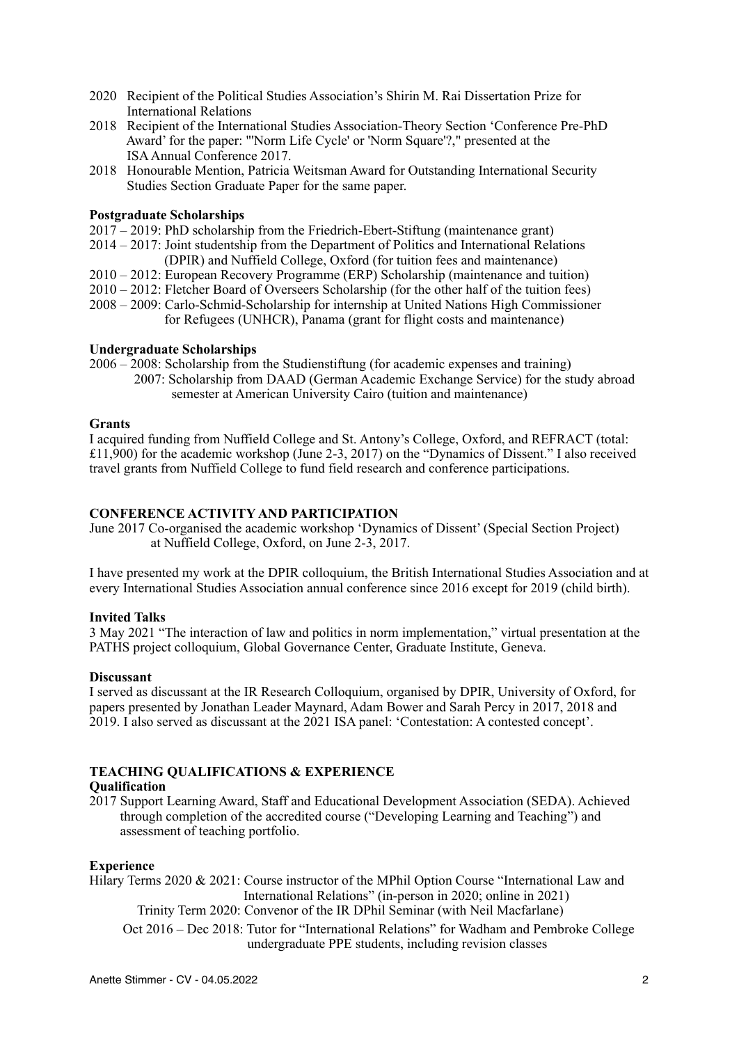2020 Recipient of the Political Studies Association's Shirin M. Rai Dissertation Prize for International Relations

2018 Recipient of the International Studies Association-Theory Section 'Conference Pre-PhD Award' for the paper: "'Norm Life Cycle' or 'Norm Square'?," presented at the ISA Annual Conference 2017.

2018 Honourable Mention, Patricia Weitsman Award for Outstanding International Security Studies Section Graduate Paper for the same paper.

**Postgraduate Scholarships**

2017 – 2019: PhD scholarship from the Friedrich-Ebert-Stiftung (maintenance grant)

2014 – 2017: Joint studentship from the Department of Politics and International Relations (DPIR) and Nuffield College, Oxford (for tuition fees and maintenance)

2010 – 2012: European Recovery Programme (ERP) Scholarship (maintenance and tuition)

2010 – 2012: Fletcher Board of Overseers Scholarship (for the other half of the tuition fees)

2008 – 2009: Carlo-Schmid-Scholarship for internship at United Nations High Commissioner for Refugees (UNHCR), Panama (grant for flight costs and maintenance)

**Undergraduate Scholarships**

2006 – 2008: Scholarship from the Studienstiftung (for academic expenses and training)

2007: Scholarship from DAAD (German Academic Exchange Service) for the study abroad semester at American University Cairo (tuition and maintenance)

**Grants**

I acquired funding from Nuffield College and St. Antony's College, Oxford, and REFRACT (total: £11,900) for the academic workshop (June 2-3, 2017) on the "Dynamics of Dissent." I also received travel grants from Nuffield College to fund field research and conference participations.

## CONFERENCE ACTIVITY AND PARTICIPATION

June 2017 Co-organised the academic workshop 'Dynamics of Dissent' (Special Section Project) at Nuffield College, Oxford, on June 2-3, 2017.

I have presented my work at the DPIR colloquium, the British International Studies Association and at every International Studies Association annual conference since 2016 except for 2019 (child birth).

**Invited Talks**

3 May 2021 "The interaction of law and politics in norm implementation," virtual presentation at the PATHS project colloquium, Global Governance Center, Graduate Institute, Geneva.

**Discussant**

I served as discussant at the IR Research Colloquium, organised by DPIR, University of Oxford, for papers presented by Jonathan Leader Maynard, Adam Bower and Sarah Percy in 2017, 2018 and 2019. I also served as discussant at the 2021 ISA panel: 'Contestation: A contested concept'.

## TEACHING QUALIFICATIONS & EXPERIENCE

**Qualification**

2017 Support Learning Award, Staff and Educational Development Association (SEDA). Achieved through completion of the accredited course ("Developing Learning and Teaching") and assessment of teaching portfolio.

**Experience**

Hilary Terms 2020 & 2021: Course instructor of the MPhil Option Course "International Law and International Relations" (in-person in 2020; online in 2021)

Trinity Term 2020: Convenor of the IR DPhil Seminar (with Neil Macfarlane)

Oct 2016 – Dec 2018: Tutor for "International Relations" for Wadham and Pembroke College undergraduate PPE students, including revision classes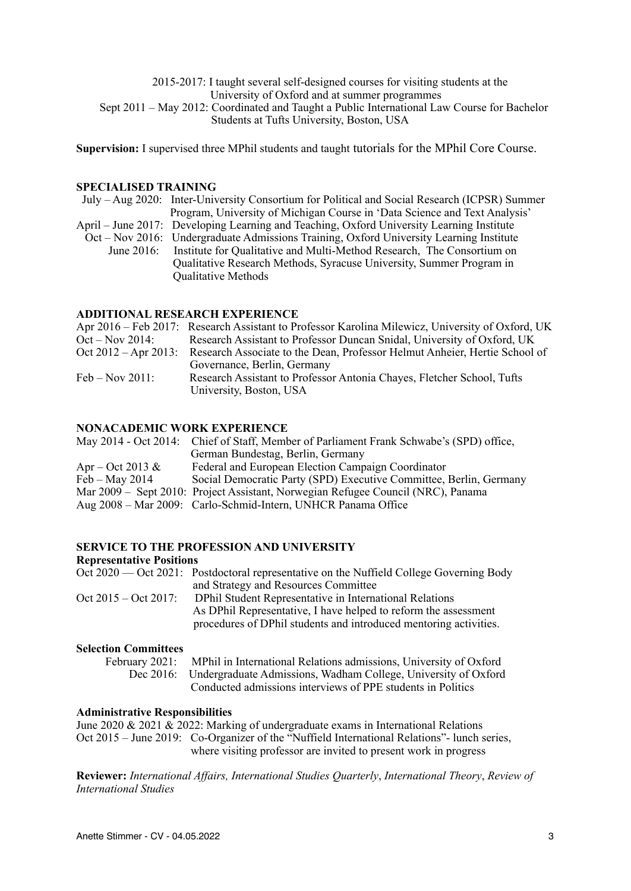2015-2017: I taught several self-designed courses for visiting students at the University of Oxford and at summer programmes

Sept 2011 – May 2012: Coordinated and Taught a Public International Law Course for Bachelor Students at Tufts University, Boston, USA

**Supervision:** I supervised three MPhil students and taught tutorials for the MPhil Core Course.

**SPECIALISED TRAINING**

July – Aug 2020: Inter-University Consortium for Political and Social Research (ICPSR) Summer Program, University of Michigan Course in 'Data Science and Text Analysis'

April – June 2017: Developing Learning and Teaching, Oxford University Learning Institute

Oct – Nov 2016: Undergraduate Admissions Training, Oxford University Learning Institute

June 2016: Institute for Qualitative and Multi-Method Research, The Consortium on Qualitative Research Methods, Syracuse University, Summer Program in Qualitative Methods

**ADDITIONAL RESEARCH EXPERIENCE**

Apr 2016 – Feb 2017: Research Assistant to Professor Karolina Milewicz, University of Oxford, UK

Oct – Nov 2014: Research Assistant to Professor Duncan Snidal, University of Oxford, UK

Oct 2012 – Apr 2013: Research Associate to the Dean, Professor Helmut Anheier, Hertie School of Governance, Berlin, Germany

Feb – Nov 2011: Research Assistant to Professor Antonia Chayes, Fletcher School, Tufts University, Boston, USA

**NONACADEMIC WORK EXPERIENCE**

May 2014 - Oct 2014: Chief of Staff, Member of Parliament Frank Schwabe's (SPD) office, German Bundestag, Berlin, Germany

Apr – Oct 2013 & Feb – May 2014: Federal and European Election Campaign Coordinator Social Democratic Party (SPD) Executive Committee, Berlin, Germany

Mar 2009 – Sept 2010: Project Assistant, Norwegian Refugee Council (NRC), Panama

Aug 2008 – Mar 2009: Carlo-Schmid-Intern, UNHCR Panama Office

**SERVICE TO THE PROFESSION AND UNIVERSITY**

**Representative Positions**

Oct 2020 — Oct 2021: Postdoctoral representative on the Nuffield College Governing Body and Strategy and Resources Committee

Oct 2015 – Oct 2017: DPhil Student Representative in International Relations As DPhil Representative, I have helped to reform the assessment procedures of DPhil students and introduced mentoring activities.

**Selection Committees**

February 2021: MPhil in International Relations admissions, University of Oxford

Dec 2016: Undergraduate Admissions, Wadham College, University of Oxford Conducted admissions interviews of PPE students in Politics

**Administrative Responsibilities**

June 2020 & 2021 & 2022: Marking of undergraduate exams in International Relations

Oct 2015 – June 2019: Co-Organizer of the "Nuffield International Relations"- lunch series, where visiting professor are invited to present work in progress

**Reviewer:** *International Affairs, International Studies Quarterly*, *International Theory*, *Review of International Studies*